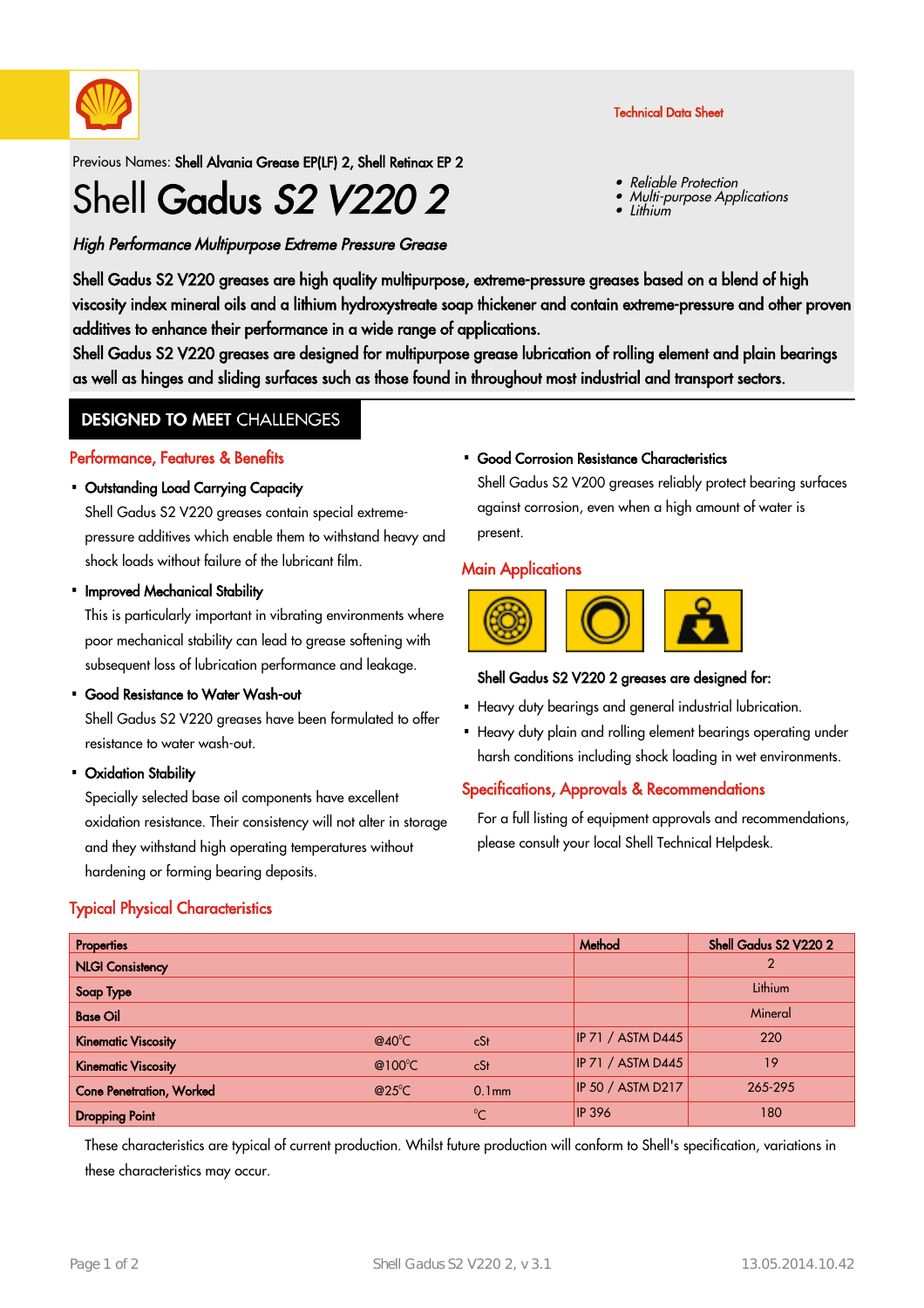Technical Data Sheet

Previous Names: **Shell Alvania Grease EP(LF) 2, Shell Retinax EP 2**

# Shell **Gadus** ***S2 V220 2***

- *Reliable Protection*
- *Multi-purpose Applications*
- *Lithium*

***High Performance Multipurpose Extreme Pressure Grease***

**Shell Gadus S2 V220 greases are high quality multipurpose, extreme-pressure greases based on a blend of high viscosity index mineral oils and a lithium hydroxystreate soap thickener and contain extreme-pressure and other proven additives to enhance their performance in a wide range of applications.**
**Shell Gadus S2 V220 greases are designed for multipurpose grease lubrication of rolling element and plain bearings as well as hinges and sliding surfaces such as those found in throughout most industrial and transport sectors.**

## DESIGNED TO MEET CHALLENGES

### Performance, Features & Benefits

- **Outstanding Load Carrying Capacity**
  Shell Gadus S2 V220 greases contain special extreme-pressure additives which enable them to withstand heavy and shock loads without failure of the lubricant film.
- **Improved Mechanical Stability**
  This is particularly important in vibrating environments where poor mechanical stability can lead to grease softening with subsequent loss of lubrication performance and leakage.
- **Good Resistance to Water Wash-out**
  Shell Gadus S2 V220 greases have been formulated to offer resistance to water wash-out.
- **Oxidation Stability**
  Specially selected base oil components have excellent oxidation resistance. Their consistency will not alter in storage and they withstand high operating temperatures without hardening or forming bearing deposits.
- **Good Corrosion Resistance Characteristics**
  Shell Gadus S2 V200 greases reliably protect bearing surfaces against corrosion, even when a high amount of water is present.

### Main Applications

**Shell Gadus S2 V220 2 greases are designed for:**

- Heavy duty bearings and general industrial lubrication.
- Heavy duty plain and rolling element bearings operating under harsh conditions including shock loading in wet environments.

### Specifications, Approvals & Recommendations

For a full listing of equipment approvals and recommendations, please consult your local Shell Technical Helpdesk.

### Typical Physical Characteristics

| Properties | | | Method | Shell Gadus S2 V220 2 |
|---|---|---|---|---|
| NLGI Consistency | | | | 2 |
| Soap Type | | | | Lithium |
| Base Oil | | | | Mineral |
| Kinematic Viscosity | @40°C | cSt | IP 71 / ASTM D445 | 220 |
| Kinematic Viscosity | @100°C | cSt | IP 71 / ASTM D445 | 19 |
| Cone Penetration, Worked | @25°C | 0.1mm | IP 50 / ASTM D217 | 265-295 |
| Dropping Point | | °C | IP 396 | 180 |

These characteristics are typical of current production. Whilst future production will conform to Shell's specification, variations in these characteristics may occur.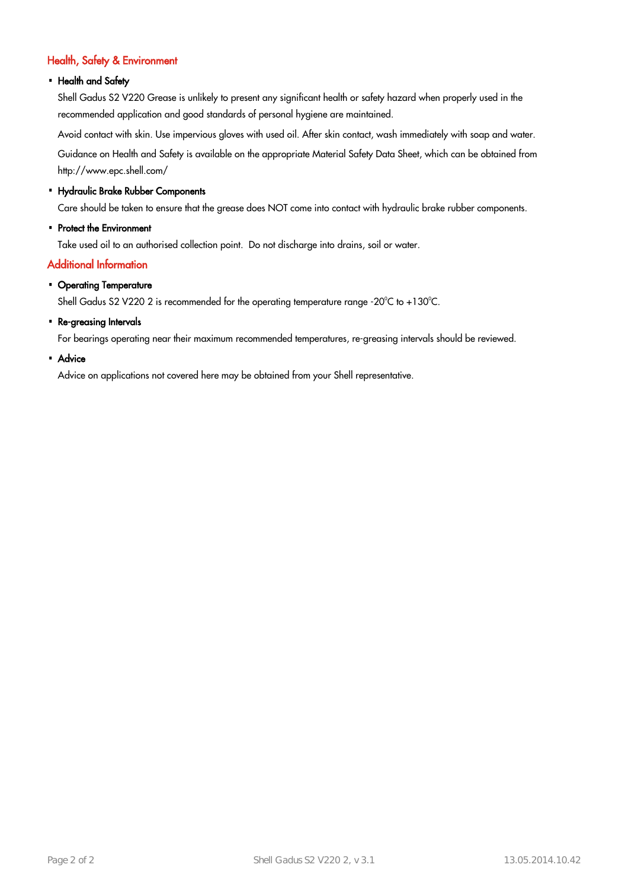## Health, Safety & Environment

- **Health and Safety**

  Shell Gadus S2 V220 Grease is unlikely to present any significant health or safety hazard when properly used in the recommended application and good standards of personal hygiene are maintained.

  Avoid contact with skin. Use impervious gloves with used oil. After skin contact, wash immediately with soap and water.

  Guidance on Health and Safety is available on the appropriate Material Safety Data Sheet, which can be obtained from http://www.epc.shell.com/

- **Hydraulic Brake Rubber Components**

  Care should be taken to ensure that the grease does NOT come into contact with hydraulic brake rubber components.

- **Protect the Environment**

  Take used oil to an authorised collection point. Do not discharge into drains, soil or water.

## Additional Information

- **Operating Temperature**

  Shell Gadus S2 V220 2 is recommended for the operating temperature range -20°C to +130°C.

- **Re-greasing Intervals**

  For bearings operating near their maximum recommended temperatures, re-greasing intervals should be reviewed.

- **Advice**

  Advice on applications not covered here may be obtained from your Shell representative.